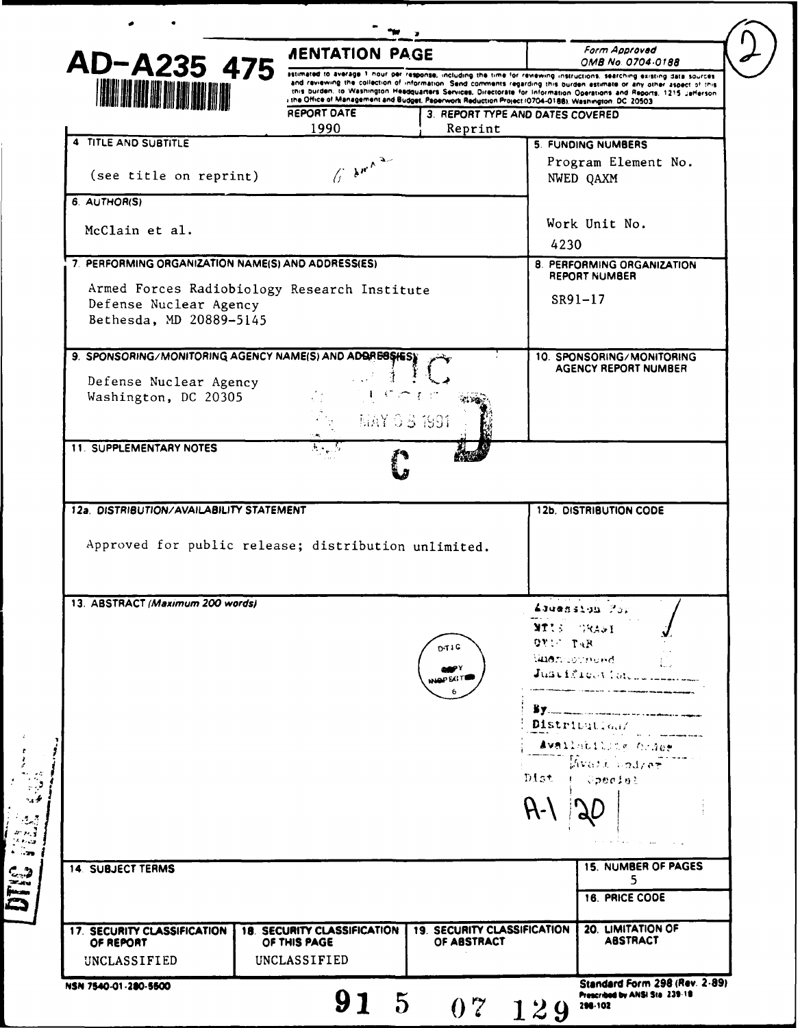# AD-A235 475

## REPORT DOCUMENTATION PAGE

Form Approved
OMB No. 0704-0188

...estimated to average 1 hour per response, including the time for reviewing instructions, searching existing data sources, ...and reviewing the collection of information. Send comments regarding this burden estimate or any other aspect of this ...this burden, to Washington Headquarters Services, Directorate for Information Operations and Reports, 1215 Jefferson ...the Office of Management and Budget, Paperwork Reduction Project (0704-0188), Washington, DC 20503

| | |
|---|---|
| **2. REPORT DATE** | 1990 |
| **3. REPORT TYPE AND DATES COVERED** | Reprint |
| **4. TITLE AND SUBTITLE** | (see title on reprint) |
| **5. FUNDING NUMBERS** | Program Element No. NWED QAXM<br>Work Unit No. 4230 |
| **6. AUTHOR(S)** | McClain et al. |
| **7. PERFORMING ORGANIZATION NAME(S) AND ADDRESS(ES)** | Armed Forces Radiobiology Research Institute<br>Defense Nuclear Agency<br>Bethesda, MD 20889-5145 |
| **8. PERFORMING ORGANIZATION REPORT NUMBER** | SR91-17 |
| **9. SPONSORING/MONITORING AGENCY NAME(S) AND ADDRESS(ES)** | Defense Nuclear Agency<br>Washington, DC 20305 |
| **10. SPONSORING/MONITORING AGENCY REPORT NUMBER** | |
| **11. SUPPLEMENTARY NOTES** | |
| **12a. DISTRIBUTION/AVAILABILITY STATEMENT** | Approved for public release; distribution unlimited. |
| **12b. DISTRIBUTION CODE** | |
| **13. ABSTRACT** *(Maximum 200 words)* | |
| **14. SUBJECT TERMS** | |
| **15. NUMBER OF PAGES** | 5 |
| **16. PRICE CODE** | |
| **17. SECURITY CLASSIFICATION OF REPORT** | UNCLASSIFIED |
| **18. SECURITY CLASSIFICATION OF THIS PAGE** | UNCLASSIFIED |
| **19. SECURITY CLASSIFICATION OF ABSTRACT** | |
| **20. LIMITATION OF ABSTRACT** | |

DTIC ELECTE MAY 08 1991 C D

Accession For: NTIS GRA&I ✓; DTIC TAB; Unannounced; Justification; By; Distribution/; Availability Codes; Avail and/or Dist Special: A-1 20

NSN 7540-01-280-5500

Standard Form 298 (Rev. 2-89)
Prescribed by ANSI Std. 239-18
298-102

91 5 07 129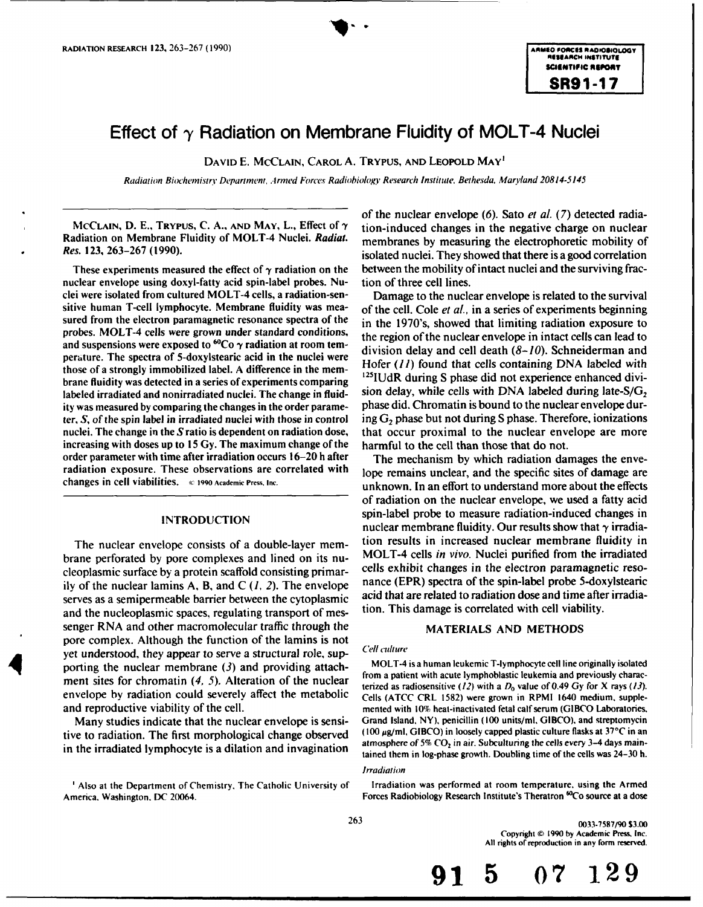# Effect of $\gamma$ Radiation on Membrane Fluidity of MOLT-4 Nuclei

DAVID E. MCCLAIN, CAROL A. TRYPUS, AND LEOPOLD MAY[1]

*Radiation Biochemistry Department, Armed Forces Radiobiology Research Institute, Bethesda, Maryland 20814-5145*

MCCLAIN, D. E., TRYPUS, C. A., AND MAY, L., Effect of $\gamma$ Radiation on Membrane Fluidity of MOLT-4 Nuclei. *Radiat. Res.* 123, 263–267 (1990).

These experiments measured the effect of $\gamma$ radiation on the nuclear envelope using doxyl-fatty acid spin-label probes. Nuclei were isolated from cultured MOLT-4 cells, a radiation-sensitive human T-cell lymphocyte. Membrane fluidity was measured from the electron paramagnetic resonance spectra of the probes. MOLT-4 cells were grown under standard conditions, and suspensions were exposed to $^{60}$Co $\gamma$ radiation at room temperature. The spectra of 5-doxylstearic acid in the nuclei were those of a strongly immobilized label. A difference in the membrane fluidity was detected in a series of experiments comparing labeled irradiated and nonirradiated nuclei. The change in fluidity was measured by comparing the changes in the order parameter, $S$, of the spin label in irradiated nuclei with those in control nuclei. The change in the $S$ ratio is dependent on radiation dose, increasing with doses up to 15 Gy. The maximum change of the order parameter with time after irradiation occurs 16–20 h after radiation exposure. These observations are correlated with changes in cell viabilities. © 1990 Academic Press, Inc.

## INTRODUCTION

The nuclear envelope consists of a double-layer membrane perforated by pore complexes and lined on its nucleoplasmic surface by a protein scaffold consisting primarily of the nuclear lamins A, B, and C (*1, 2*). The envelope serves as a semipermeable barrier between the cytoplasmic and the nucleoplasmic spaces, regulating transport of messenger RNA and other macromolecular traffic through the pore complex. Although the function of the lamins is not yet understood, they appear to serve a structural role, supporting the nuclear membrane (*3*) and providing attachment sites for chromatin (*4, 5*). Alteration of the nuclear envelope by radiation could severely affect the metabolic and reproductive viability of the cell.

Many studies indicate that the nuclear envelope is sensitive to radiation. The first morphological change observed in the irradiated lymphocyte is a dilation and invagination of the nuclear envelope (*6*). Sato *et al.* (*7*) detected radiation-induced changes in the negative charge on nuclear membranes by measuring the electrophoretic mobility of isolated nuclei. They showed that there is a good correlation between the mobility of intact nuclei and the surviving fraction of three cell lines.

Damage to the nuclear envelope is related to the survival of the cell. Cole *et al.*, in a series of experiments beginning in the 1970's, showed that limiting radiation exposure to the region of the nuclear envelope in intact cells can lead to division delay and cell death (*8–10*). Schneiderman and Hofer (*11*) found that cells containing DNA labeled with $^{125}$IUdR during S phase did not experience enhanced division delay, while cells with DNA labeled during late-S/$G_2$ phase did. Chromatin is bound to the nuclear envelope during $G_2$ phase but not during S phase. Therefore, ionizations that occur proximal to the nuclear envelope are more harmful to the cell than those that do not.

The mechanism by which radiation damages the envelope remains unclear, and the specific sites of damage are unknown. In an effort to understand more about the effects of radiation on the nuclear envelope, we used a fatty acid spin-label probe to measure radiation-induced changes in nuclear membrane fluidity. Our results show that $\gamma$ irradiation results in increased nuclear membrane fluidity in MOLT-4 cells *in vivo*. Nuclei purified from the irradiated cells exhibit changes in the electron paramagnetic resonance (EPR) spectra of the spin-label probe 5-doxylstearic acid that are related to radiation dose and time after irradiation. This damage is correlated with cell viability.

## MATERIALS AND METHODS

### *Cell culture*

MOLT-4 is a human leukemic T-lymphocyte cell line originally isolated from a patient with acute lymphoblastic leukemia and previously characterized as radiosensitive (*12*) with a $D_0$ value of 0.49 Gy for X rays (*13*). Cells (ATCC CRL 1582) were grown in RPMI 1640 medium, supplemented with 10% heat-inactivated fetal calf serum (GIBCO Laboratories, Grand Island, NY), penicillin (100 units/ml, GIBCO), and streptomycin (100 μg/ml, GIBCO) in loosely capped plastic culture flasks at 37°C in an atmosphere of 5% $CO_2$ in air. Subculturing the cells every 3–4 days maintained them in log-phase growth. Doubling time of the cells was 24–30 h.

### *Irradiation*

Irradiation was performed at room temperature, using the Armed Forces Radiobiology Research Institute's Theratron $^{60}$Co source at a dose

[1] Also at the Department of Chemistry, The Catholic University of America, Washington, DC 20064.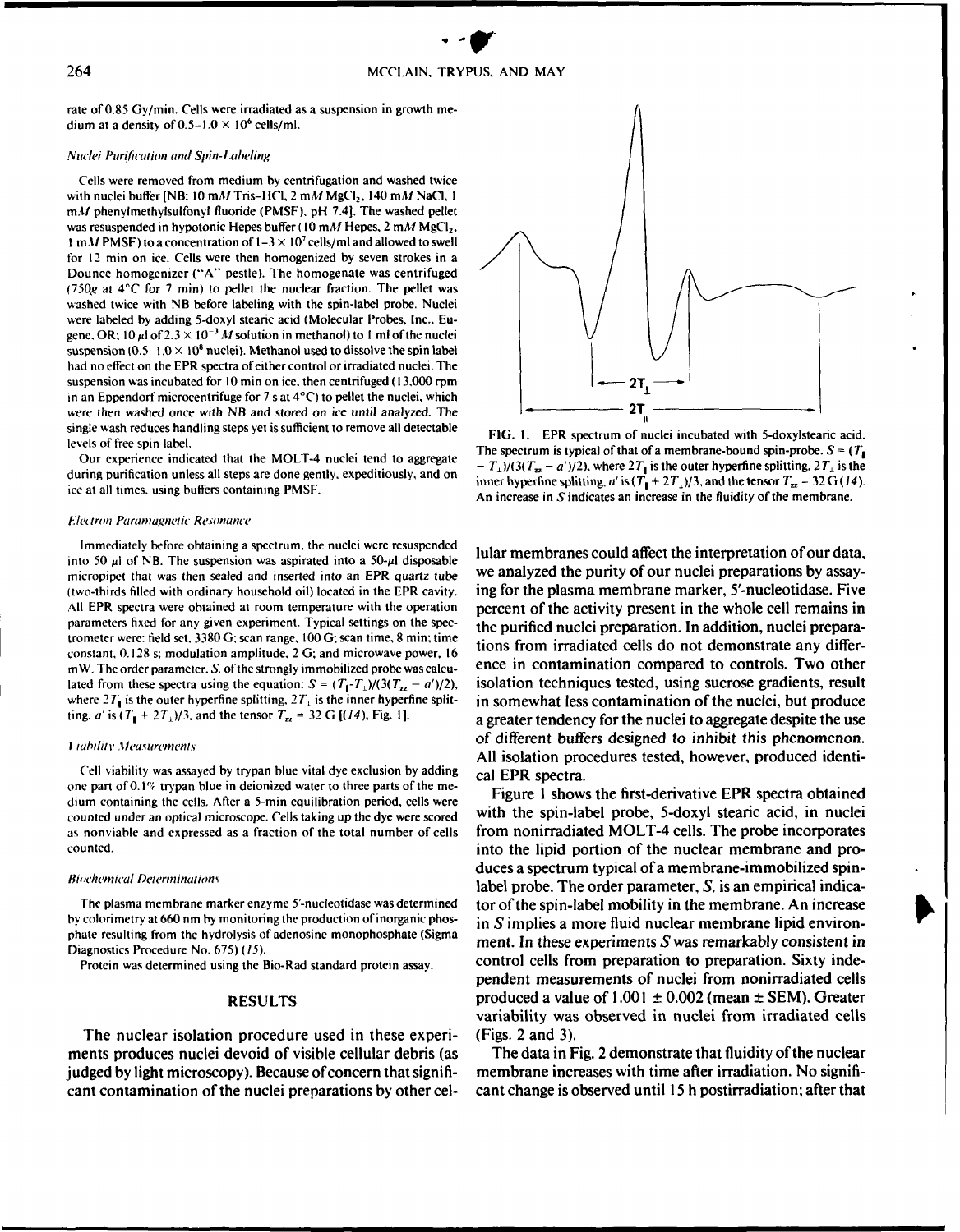rate of 0.85 Gy/min. Cells were irradiated as a suspension in growth medium at a density of 0.5–1.0 × $10^6$ cells/ml.

### *Nuclei Purification and Spin-Labeling*

Cells were removed from medium by centrifugation and washed twice with nuclei buffer [NB: 10 m*M* Tris–HCl, 2 m*M* $MgCl_2$, 140 m*M* NaCl, 1 m*M* phenylmethylsulfonyl fluoride (PMSF), pH 7.4]. The washed pellet was resuspended in hypotonic Hepes buffer (10 m*M* Hepes, 2 m*M* $MgCl_2$, 1 m*M* PMSF) to a concentration of 1–3 × $10^7$ cells/ml and allowed to swell for 12 min on ice. Cells were then homogenized by seven strokes in a Dounce homogenizer ("A" pestle). The homogenate was centrifuged (750*g* at 4°C for 7 min) to pellet the nuclear fraction. The pellet was washed twice with NB before labeling with the spin-label probe. Nuclei were labeled by adding 5-doxyl stearic acid (Molecular Probes, Inc., Eugene, OR; 10 µl of 2.3 × $10^{-3}$ *M* solution in methanol) to 1 ml of the nuclei suspension (0.5–1.0 × $10^8$ nuclei). Methanol used to dissolve the spin label had no effect on the EPR spectra of either control or irradiated nuclei. The suspension was incubated for 10 min on ice, then centrifuged (13,000 rpm in an Eppendorf microcentrifuge for 7 s at 4°C) to pellet the nuclei, which were then washed once with NB and stored on ice until analyzed. The single wash reduces handling steps yet is sufficient to remove all detectable levels of free spin label.

Our experience indicated that the MOLT-4 nuclei tend to aggregate during purification unless all steps are done gently, expeditiously, and on ice at all times, using buffers containing PMSF.

### *Electron Paramagnetic Resonance*

Immediately before obtaining a spectrum, the nuclei were resuspended into 50 µl of NB. The suspension was aspirated into a 50-µl disposable micropipet that was then sealed and inserted into an EPR quartz tube (two-thirds filled with ordinary household oil) located in the EPR cavity. All EPR spectra were obtained at room temperature with the operation parameters fixed for any given experiment. Typical settings on the spectrometer were: field set, 3380 G; scan range, 100 G; scan time, 8 min; time constant, 0.128 s; modulation amplitude, 2 G; and microwave power, 16 mW. The order parameter, *S*, of the strongly immobilized probe was calculated from these spectra using the equation: $S = (T_\parallel - T_\perp)/(3(T_{zz} - a')/2)$, where $2T_\parallel$ is the outer hyperfine splitting, $2T_\perp$ is the inner hyperfine splitting, $a'$ is $(T_\parallel + 2T_\perp)/3$, and the tensor $T_{zz}$ = 32 G [(14), Fig. 1].

### *Viability Measurements*

Cell viability was assayed by trypan blue vital dye exclusion by adding one part of 0.1% trypan blue in deionized water to three parts of the medium containing the cells. After a 5-min equilibration period, cells were counted under an optical microscope. Cells taking up the dye were scored as nonviable and expressed as a fraction of the total number of cells counted.

### *Biochemical Determinations*

The plasma membrane marker enzyme 5′-nucleotidase was determined by colorimetry at 660 nm by monitoring the production of inorganic phosphate resulting from the hydrolysis of adenosine monophosphate (Sigma Diagnostics Procedure No. 675) (15).

Protein was determined using the Bio-Rad standard protein assay.

## RESULTS

The nuclear isolation procedure used in these experiments produces nuclei devoid of visible cellular debris (as judged by light microscopy). Because of concern that significant contamination of the nuclei preparations by other cellular membranes could affect the interpretation of our data, we analyzed the purity of our nuclei preparations by assaying for the plasma membrane marker, 5′-nucleotidase. Five percent of the activity present in the whole cell remains in the purified nuclei preparation. In addition, nuclei preparations from irradiated cells do not demonstrate any difference in contamination compared to controls. Two other isolation techniques tested, using sucrose gradients, result in somewhat less contamination of the nuclei, but produce a greater tendency for the nuclei to aggregate despite the use of different buffers designed to inhibit this phenomenon. All isolation procedures tested, however, produced identical EPR spectra.

FIG. 1. EPR spectrum of nuclei incubated with 5-doxylstearic acid. The spectrum is typical of that of a membrane-bound spin-probe. $S = (T_\parallel - T_\perp)/(3(T_{zz} - a')/2)$, where $2T_\parallel$ is the outer hyperfine splitting, $2T_\perp$ is the inner hyperfine splitting, $a'$ is $(T_\parallel + 2T_\perp)/3$, and the tensor $T_{zz}$ = 32 G (14). An increase in *S* indicates an increase in the fluidity of the membrane.

Figure 1 shows the first-derivative EPR spectra obtained with the spin-label probe, 5-doxyl stearic acid, in nuclei from nonirradiated MOLT-4 cells. The probe incorporates into the lipid portion of the nuclear membrane and produces a spectrum typical of a membrane-immobilized spin-label probe. The order parameter, *S*, is an empirical indicator of the spin-label mobility in the membrane. An increase in *S* implies a more fluid nuclear membrane lipid environment. In these experiments *S* was remarkably consistent in control cells from preparation to preparation. Sixty independent measurements of nuclei from nonirradiated cells produced a value of 1.001 ± 0.002 (mean ± SEM). Greater variability was observed in nuclei from irradiated cells (Figs. 2 and 3).

The data in Fig. 2 demonstrate that fluidity of the nuclear membrane increases with time after irradiation. No significant change is observed until 15 h postirradiation; after that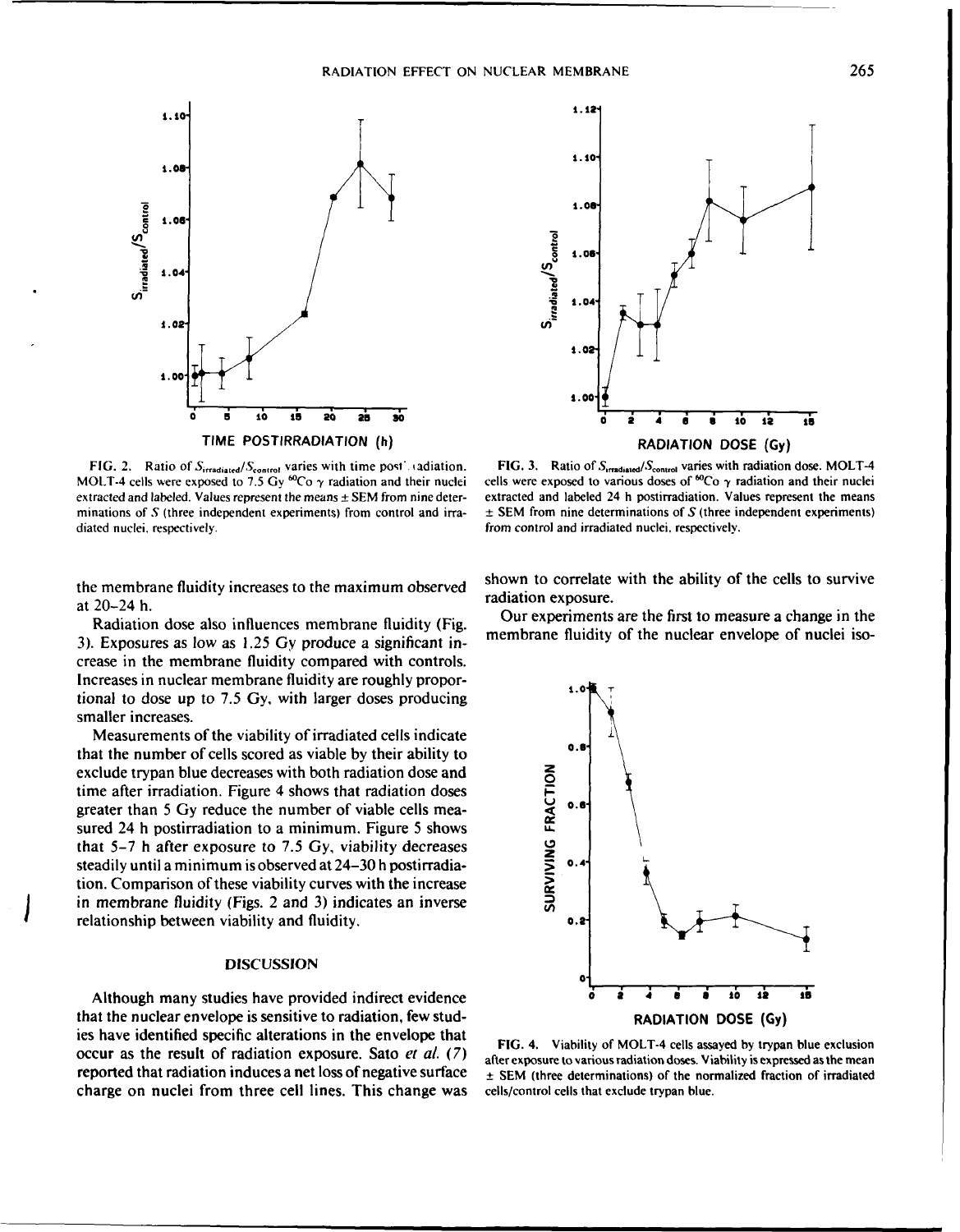FIG. 2. Ratio of $S_{irradiated}/S_{control}$ varies with time postirradiation. MOLT-4 cells were exposed to 7.5 Gy $^{60}Co$ γ radiation and their nuclei extracted and labeled. Values represent the means ± SEM from nine determinations of $S$ (three independent experiments) from control and irradiated nuclei, respectively.

FIG. 3. Ratio of $S_{irradiated}/S_{control}$ varies with radiation dose. MOLT-4 cells were exposed to various doses of $^{60}Co$ γ radiation and their nuclei extracted and labeled 24 h postirradiation. Values represent the means ± SEM from nine determinations of $S$ (three independent experiments) from control and irradiated nuclei, respectively.

the membrane fluidity increases to the maximum observed at 20–24 h.

Radiation dose also influences membrane fluidity (Fig. 3). Exposures as low as 1.25 Gy produce a significant increase in the membrane fluidity compared with controls. Increases in nuclear membrane fluidity are roughly proportional to dose up to 7.5 Gy, with larger doses producing smaller increases.

Measurements of the viability of irradiated cells indicate that the number of cells scored as viable by their ability to exclude trypan blue decreases with both radiation dose and time after irradiation. Figure 4 shows that radiation doses greater than 5 Gy reduce the number of viable cells measured 24 h postirradiation to a minimum. Figure 5 shows that 5–7 h after exposure to 7.5 Gy, viability decreases steadily until a minimum is observed at 24–30 h postirradiation. Comparison of these viability curves with the increase in membrane fluidity (Figs. 2 and 3) indicates an inverse relationship between viability and fluidity.

## DISCUSSION

Although many studies have provided indirect evidence that the nuclear envelope is sensitive to radiation, few studies have identified specific alterations in the envelope that occur as the result of radiation exposure. Sato *et al.* (*7*) reported that radiation induces a net loss of negative surface charge on nuclei from three cell lines. This change was shown to correlate with the ability of the cells to survive radiation exposure.

Our experiments are the first to measure a change in the membrane fluidity of the nuclear envelope of nuclei iso-

FIG. 4. Viability of MOLT-4 cells assayed by trypan blue exclusion after exposure to various radiation doses. Viability is expressed as the mean ± SEM (three determinations) of the normalized fraction of irradiated cells/control cells that exclude trypan blue.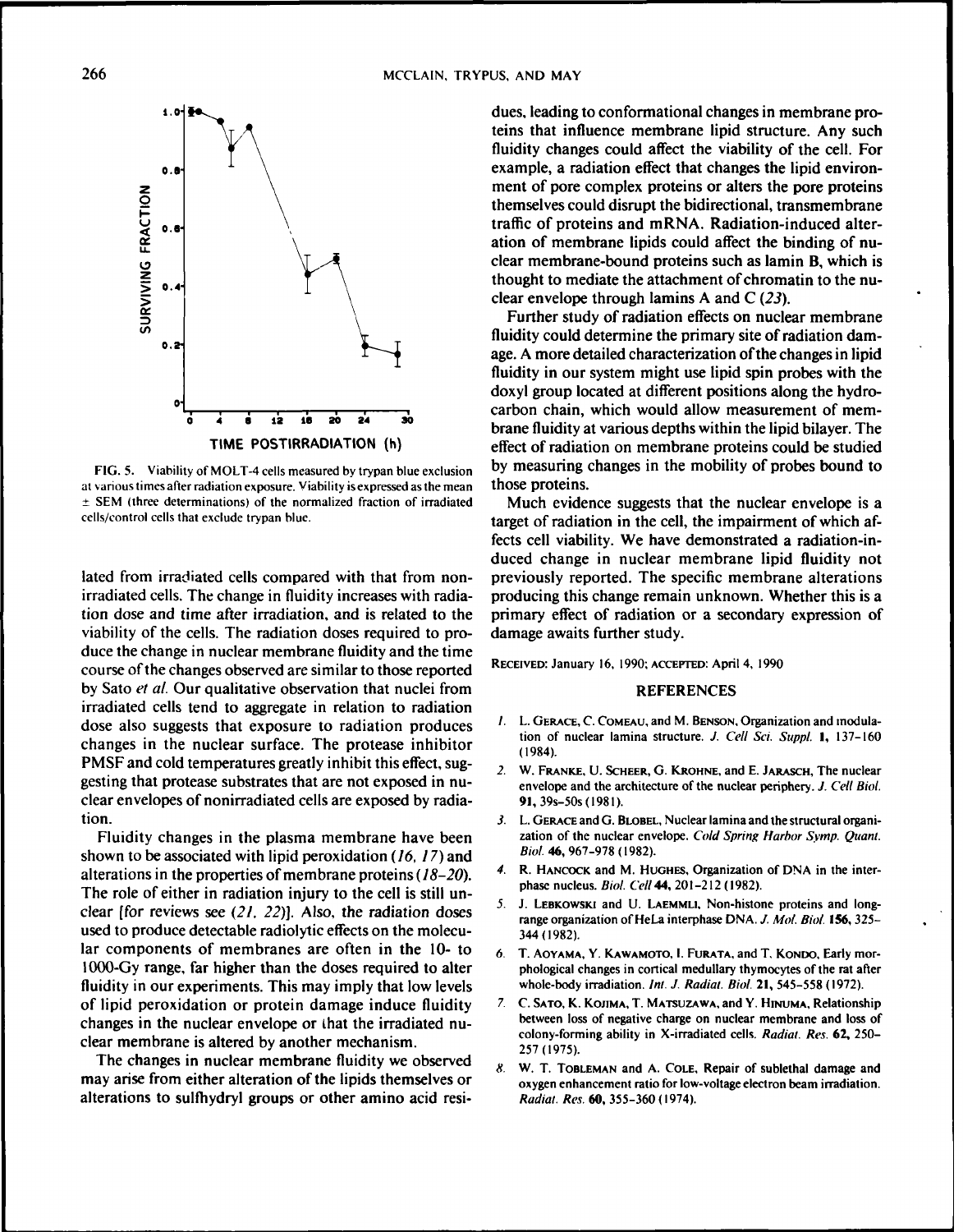FIG. 5. Viability of MOLT-4 cells measured by trypan blue exclusion at various times after radiation exposure. Viability is expressed as the mean ± SEM (three determinations) of the normalized fraction of irradiated cells/control cells that exclude trypan blue.

lated from irradiated cells compared with that from nonirradiated cells. The change in fluidity increases with radiation dose and time after irradiation, and is related to the viability of the cells. The radiation doses required to produce the change in nuclear membrane fluidity and the time course of the changes observed are similar to those reported by Sato *et al.* Our qualitative observation that nuclei from irradiated cells tend to aggregate in relation to radiation dose also suggests that exposure to radiation produces changes in the nuclear surface. The protease inhibitor PMSF and cold temperatures greatly inhibit this effect, suggesting that protease substrates that are not exposed in nuclear envelopes of nonirradiated cells are exposed by radiation.

Fluidity changes in the plasma membrane have been shown to be associated with lipid peroxidation (*16, 17*) and alterations in the properties of membrane proteins (*18–20*). The role of either in radiation injury to the cell is still unclear [for reviews see (*21, 22*)]. Also, the radiation doses used to produce detectable radiolytic effects on the molecular components of membranes are often in the 10- to 1000-Gy range, far higher than the doses required to alter fluidity in our experiments. This may imply that low levels of lipid peroxidation or protein damage induce fluidity changes in the nuclear envelope or that the irradiated nuclear membrane is altered by another mechanism.

The changes in nuclear membrane fluidity we observed may arise from either alteration of the lipids themselves or alterations to sulfhydryl groups or other amino acid residues, leading to conformational changes in membrane proteins that influence membrane lipid structure. Any such fluidity changes could affect the viability of the cell. For example, a radiation effect that changes the lipid environment of pore complex proteins or alters the pore proteins themselves could disrupt the bidirectional, transmembrane traffic of proteins and mRNA. Radiation-induced alteration of membrane lipids could affect the binding of nuclear membrane-bound proteins such as lamin B, which is thought to mediate the attachment of chromatin to the nuclear envelope through lamins A and C (*23*).

Further study of radiation effects on nuclear membrane fluidity could determine the primary site of radiation damage. A more detailed characterization of the changes in lipid fluidity in our system might use lipid spin probes with the doxyl group located at different positions along the hydrocarbon chain, which would allow measurement of membrane fluidity at various depths within the lipid bilayer. The effect of radiation on membrane proteins could be studied by measuring changes in the mobility of probes bound to those proteins.

Much evidence suggests that the nuclear envelope is a target of radiation in the cell, the impairment of which affects cell viability. We have demonstrated a radiation-induced change in nuclear membrane lipid fluidity not previously reported. The specific membrane alterations producing this change remain unknown. Whether this is a primary effect of radiation or a secondary expression of damage awaits further study.

RECEIVED: January 16, 1990; ACCEPTED: April 4, 1990

## REFERENCES

1. L. GERACE, C. COMEAU, and M. BENSON, Organization and modulation of nuclear lamina structure. *J. Cell Sci. Suppl.* **1**, 137–160 (1984).
2. W. FRANKE, U. SCHEER, G. KROHNE, and E. JARASCH, The nuclear envelope and the architecture of the nuclear periphery. *J. Cell Biol.* **91**, 39s–50s (1981).
3. L. GERACE and G. BLOBEL, Nuclear lamina and the structural organization of the nuclear envelope. *Cold Spring Harbor Symp. Quant. Biol.* **46**, 967–978 (1982).
4. R. HANCOCK and M. HUGHES, Organization of DNA in the interphase nucleus. *Biol. Cell* **44**, 201–212 (1982).
5. J. LEBKOWSKI and U. LAEMMLI, Non-histone proteins and long-range organization of HeLa interphase DNA. *J. Mol. Biol.* **156**, 325–344 (1982).
6. T. AOYAMA, Y. KAWAMOTO, I. FURATA, and T. KONDO, Early morphological changes in cortical medullary thymocytes of the rat after whole-body irradiation. *Int. J. Radiat. Biol.* **21**, 545–558 (1972).
7. C. SATO, K. KOJIMA, T. MATSUZAWA, and Y. HINUMA, Relationship between loss of negative charge on nuclear membrane and loss of colony-forming ability in X-irradiated cells. *Radiat. Res.* **62**, 250–257 (1975).
8. W. T. TOBLEMAN and A. COLE, Repair of sublethal damage and oxygen enhancement ratio for low-voltage electron beam irradiation. *Radiat. Res.* **60**, 355–360 (1974).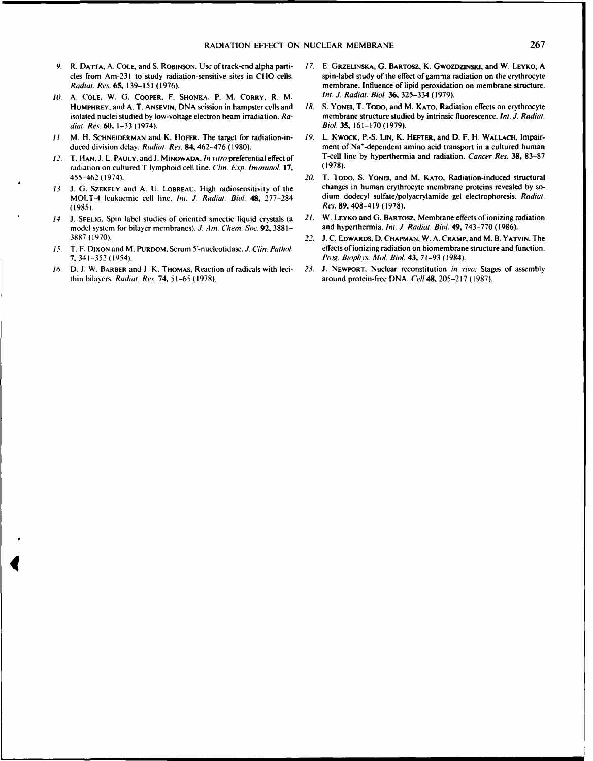9. R. DATTA, A. COLE, and S. ROBINSON, Use of track-end alpha particles from Am-231 to study radiation-sensitive sites in CHO cells. *Radiat. Res.* **65**, 139–151 (1976).

10. A. COLE, W. G. COOPER, F. SHONKA, P. M. CORRY, R. M. HUMPHREY, and A. T. ANSEVIN, DNA scission in hampster cells and isolated nuclei studied by low-voltage electron beam irradiation. *Radiat. Res.* **60**, 1–33 (1974).

11. M. H. SCHNEIDERMAN and K. HOFER, The target for radiation-induced division delay. *Radiat. Res.* **84**, 462–476 (1980).

12. T. HAN, J. L. PAULY, and J. MINOWADA, *In vitro* preferential effect of radiation on cultured T lymphoid cell line. *Clin. Exp. Immunol.* **17**, 455–462 (1974).

13. J. G. SZEKELY and A. U. LOBREAU, High radiosensitivity of the MOLT-4 leukaemic cell line. *Int. J. Radiat. Biol.* **48**, 277–284 (1985).

14. J. SEELIG, Spin label studies of oriented smectic liquid crystals (a model system for bilayer membranes). *J. Am. Chem. Soc.* **92**, 3881–3887 (1970).

15. T. F. DIXON and M. PURDOM, Serum 5'-nucleotidase. *J. Clin. Pathol.* **7**, 341–352 (1954).

16. D. J. W. BARBER and J. K. THOMAS, Reaction of radicals with lecithin bilayers. *Radiat. Res.* **74**, 51–65 (1978).

17. E. GRZELINSKA, G. BARTOSZ, K. GWOZDZINSKI, and W. LEYKO, A spin-label study of the effect of gamma radiation on the erythrocyte membrane. Influence of lipid peroxidation on membrane structure. *Int. J. Radiat. Biol.* **36**, 325–334 (1979).

18. S. YONEI, T. TODO, and M. KATO, Radiation effects on erythrocyte membrane structure studied by intrinsic fluorescence. *Int. J. Radiat. Biol.* **35**, 161–170 (1979).

19. L. KWOCK, P.-S. LIN, K. HEFTER, and D. F. H. WALLACH, Impairment of $Na^{+}$-dependent amino acid transport in a cultured human T-cell line by hyperthermia and radiation. *Cancer Res.* **38**, 83–87 (1978).

20. T. TODO, S. YONEI, and M. KATO, Radiation-induced structural changes in human erythrocyte membrane proteins revealed by sodium dodecyl sulfate/polyacrylamide gel electrophoresis. *Radiat. Res.* **89**, 408–419 (1978).

21. W. LEYKO and G. BARTOSZ, Membrane effects of ionizing radiation and hyperthermia. *Int. J. Radiat. Biol.* **49**, 743–770 (1986).

22. J. C. EDWARDS, D. CHAPMAN, W. A. CRAMP, and M. B. YATVIN, The effects of ionizing radiation on biomembrane structure and function. *Prog. Biophys. Mol. Biol.* **43**, 71–93 (1984).

23. J. NEWPORT, Nuclear reconstitution *in vivo*: Stages of assembly around protein-free DNA. *Cell* **48**, 205–217 (1987).